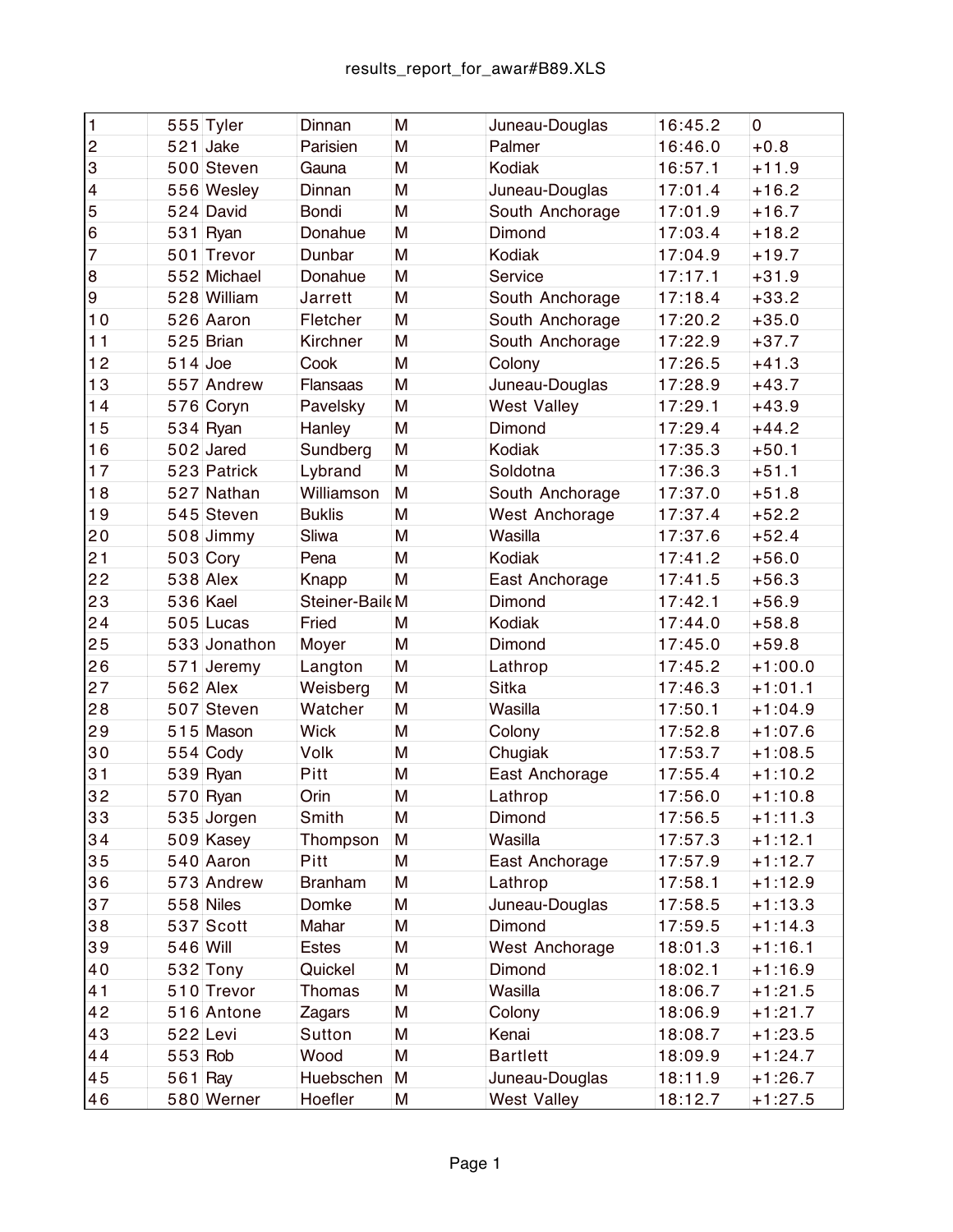| 1 | 555 | Tyler | Dinnan | M | Juneau-Douglas | 16:45.2 | 0 |
|---|---|---|---|---|---|---|---|
| 2 | 521 | Jake | Parisien | M | Palmer | 16:46.0 | +0.8 |
| 3 | 500 | Steven | Gauna | M | Kodiak | 16:57.1 | +11.9 |
| 4 | 556 | Wesley | Dinnan | M | Juneau-Douglas | 17:01.4 | +16.2 |
| 5 | 524 | David | Bondi | M | South Anchorage | 17:01.9 | +16.7 |
| 6 | 531 | Ryan | Donahue | M | Dimond | 17:03.4 | +18.2 |
| 7 | 501 | Trevor | Dunbar | M | Kodiak | 17:04.9 | +19.7 |
| 8 | 552 | Michael | Donahue | M | Service | 17:17.1 | +31.9 |
| 9 | 528 | William | Jarrett | M | South Anchorage | 17:18.4 | +33.2 |
| 10 | 526 | Aaron | Fletcher | M | South Anchorage | 17:20.2 | +35.0 |
| 11 | 525 | Brian | Kirchner | M | South Anchorage | 17:22.9 | +37.7 |
| 12 | 514 | Joe | Cook | M | Colony | 17:26.5 | +41.3 |
| 13 | 557 | Andrew | Flansaas | M | Juneau-Douglas | 17:28.9 | +43.7 |
| 14 | 576 | Coryn | Pavelsky | M | West Valley | 17:29.1 | +43.9 |
| 15 | 534 | Ryan | Hanley | M | Dimond | 17:29.4 | +44.2 |
| 16 | 502 | Jared | Sundberg | M | Kodiak | 17:35.3 | +50.1 |
| 17 | 523 | Patrick | Lybrand | M | Soldotna | 17:36.3 | +51.1 |
| 18 | 527 | Nathan | Williamson | M | South Anchorage | 17:37.0 | +51.8 |
| 19 | 545 | Steven | Buklis | M | West Anchorage | 17:37.4 | +52.2 |
| 20 | 508 | Jimmy | Sliwa | M | Wasilla | 17:37.6 | +52.4 |
| 21 | 503 | Cory | Pena | M | Kodiak | 17:41.2 | +56.0 |
| 22 | 538 | Alex | Knapp | M | East Anchorage | 17:41.5 | +56.3 |
| 23 | 536 | Kael | Steiner-Baile | M | Dimond | 17:42.1 | +56.9 |
| 24 | 505 | Lucas | Fried | M | Kodiak | 17:44.0 | +58.8 |
| 25 | 533 | Jonathon | Moyer | M | Dimond | 17:45.0 | +59.8 |
| 26 | 571 | Jeremy | Langton | M | Lathrop | 17:45.2 | +1:00.0 |
| 27 | 562 | Alex | Weisberg | M | Sitka | 17:46.3 | +1:01.1 |
| 28 | 507 | Steven | Watcher | M | Wasilla | 17:50.1 | +1:04.9 |
| 29 | 515 | Mason | Wick | M | Colony | 17:52.8 | +1:07.6 |
| 30 | 554 | Cody | Volk | M | Chugiak | 17:53.7 | +1:08.5 |
| 31 | 539 | Ryan | Pitt | M | East Anchorage | 17:55.4 | +1:10.2 |
| 32 | 570 | Ryan | Orin | M | Lathrop | 17:56.0 | +1:10.8 |
| 33 | 535 | Jorgen | Smith | M | Dimond | 17:56.5 | +1:11.3 |
| 34 | 509 | Kasey | Thompson | M | Wasilla | 17:57.3 | +1:12.1 |
| 35 | 540 | Aaron | Pitt | M | East Anchorage | 17:57.9 | +1:12.7 |
| 36 | 573 | Andrew | Branham | M | Lathrop | 17:58.1 | +1:12.9 |
| 37 | 558 | Niles | Domke | M | Juneau-Douglas | 17:58.5 | +1:13.3 |
| 38 | 537 | Scott | Mahar | M | Dimond | 17:59.5 | +1:14.3 |
| 39 | 546 | Will | Estes | M | West Anchorage | 18:01.3 | +1:16.1 |
| 40 | 532 | Tony | Quickel | M | Dimond | 18:02.1 | +1:16.9 |
| 41 | 510 | Trevor | Thomas | M | Wasilla | 18:06.7 | +1:21.5 |
| 42 | 516 | Antone | Zagars | M | Colony | 18:06.9 | +1:21.7 |
| 43 | 522 | Levi | Sutton | M | Kenai | 18:08.7 | +1:23.5 |
| 44 | 553 | Rob | Wood | M | Bartlett | 18:09.9 | +1:24.7 |
| 45 | 561 | Ray | Huebschen | M | Juneau-Douglas | 18:11.9 | +1:26.7 |
| 46 | 580 | Werner | Hoefler | M | West Valley | 18:12.7 | +1:27.5 |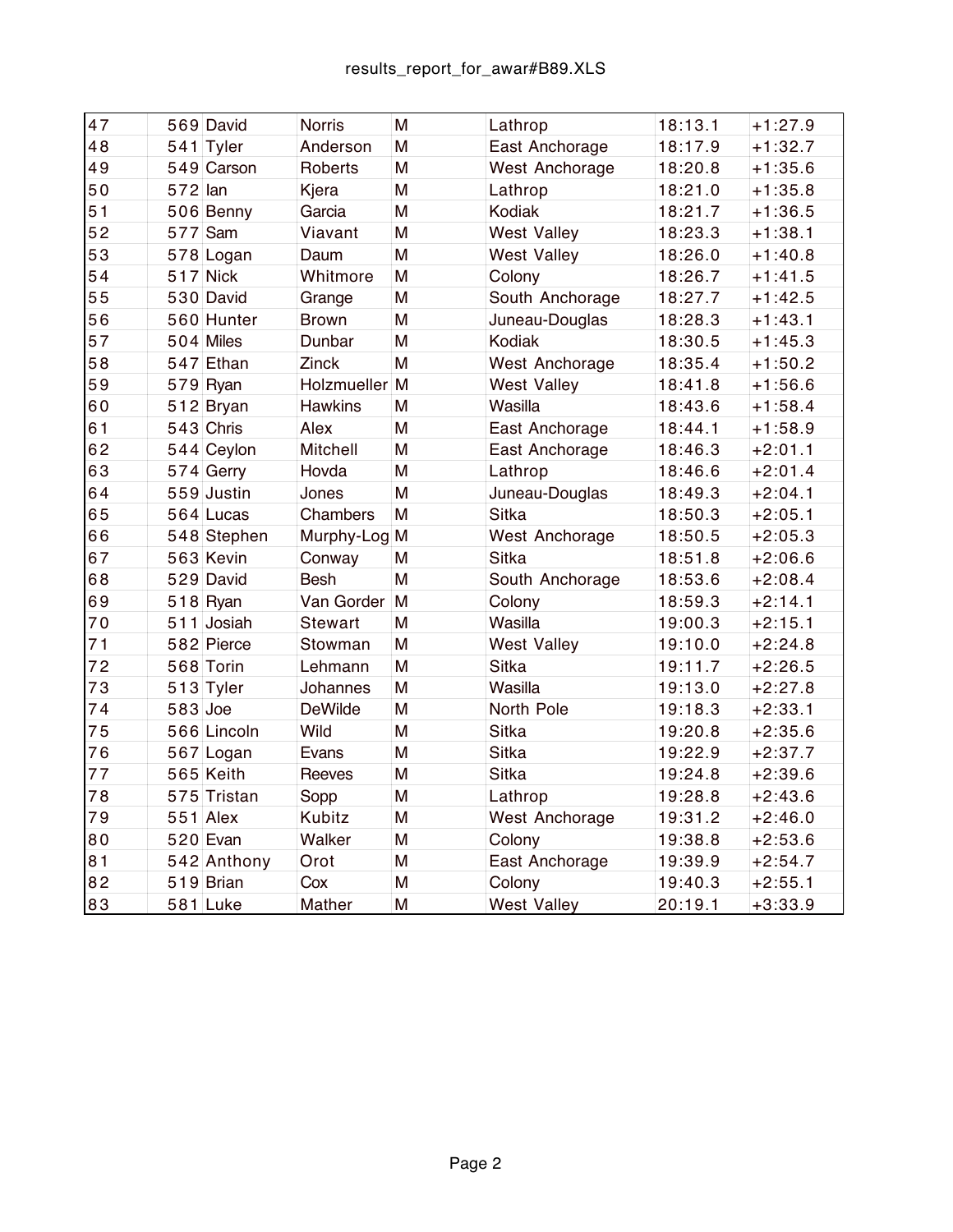| | | | | | | | |
|---|---|---|---|---|---|---|---|
| 47 | 569 | David | Norris | M | Lathrop | 18:13.1 | +1:27.9 |
| 48 | 541 | Tyler | Anderson | M | East Anchorage | 18:17.9 | +1:32.7 |
| 49 | 549 | Carson | Roberts | M | West Anchorage | 18:20.8 | +1:35.6 |
| 50 | 572 | Ian | Kjera | M | Lathrop | 18:21.0 | +1:35.8 |
| 51 | 506 | Benny | Garcia | M | Kodiak | 18:21.7 | +1:36.5 |
| 52 | 577 | Sam | Viavant | M | West Valley | 18:23.3 | +1:38.1 |
| 53 | 578 | Logan | Daum | M | West Valley | 18:26.0 | +1:40.8 |
| 54 | 517 | Nick | Whitmore | M | Colony | 18:26.7 | +1:41.5 |
| 55 | 530 | David | Grange | M | South Anchorage | 18:27.7 | +1:42.5 |
| 56 | 560 | Hunter | Brown | M | Juneau-Douglas | 18:28.3 | +1:43.1 |
| 57 | 504 | Miles | Dunbar | M | Kodiak | 18:30.5 | +1:45.3 |
| 58 | 547 | Ethan | Zinck | M | West Anchorage | 18:35.4 | +1:50.2 |
| 59 | 579 | Ryan | Holzmueller | M | West Valley | 18:41.8 | +1:56.6 |
| 60 | 512 | Bryan | Hawkins | M | Wasilla | 18:43.6 | +1:58.4 |
| 61 | 543 | Chris | Alex | M | East Anchorage | 18:44.1 | +1:58.9 |
| 62 | 544 | Ceylon | Mitchell | M | East Anchorage | 18:46.3 | +2:01.1 |
| 63 | 574 | Gerry | Hovda | M | Lathrop | 18:46.6 | +2:01.4 |
| 64 | 559 | Justin | Jones | M | Juneau-Douglas | 18:49.3 | +2:04.1 |
| 65 | 564 | Lucas | Chambers | M | Sitka | 18:50.3 | +2:05.1 |
| 66 | 548 | Stephen | Murphy-Log | M | West Anchorage | 18:50.5 | +2:05.3 |
| 67 | 563 | Kevin | Conway | M | Sitka | 18:51.8 | +2:06.6 |
| 68 | 529 | David | Besh | M | South Anchorage | 18:53.6 | +2:08.4 |
| 69 | 518 | Ryan | Van Gorder | M | Colony | 18:59.3 | +2:14.1 |
| 70 | 511 | Josiah | Stewart | M | Wasilla | 19:00.3 | +2:15.1 |
| 71 | 582 | Pierce | Stowman | M | West Valley | 19:10.0 | +2:24.8 |
| 72 | 568 | Torin | Lehmann | M | Sitka | 19:11.7 | +2:26.5 |
| 73 | 513 | Tyler | Johannes | M | Wasilla | 19:13.0 | +2:27.8 |
| 74 | 583 | Joe | DeWilde | M | North Pole | 19:18.3 | +2:33.1 |
| 75 | 566 | Lincoln | Wild | M | Sitka | 19:20.8 | +2:35.6 |
| 76 | 567 | Logan | Evans | M | Sitka | 19:22.9 | +2:37.7 |
| 77 | 565 | Keith | Reeves | M | Sitka | 19:24.8 | +2:39.6 |
| 78 | 575 | Tristan | Sopp | M | Lathrop | 19:28.8 | +2:43.6 |
| 79 | 551 | Alex | Kubitz | M | West Anchorage | 19:31.2 | +2:46.0 |
| 80 | 520 | Evan | Walker | M | Colony | 19:38.8 | +2:53.6 |
| 81 | 542 | Anthony | Orot | M | East Anchorage | 19:39.9 | +2:54.7 |
| 82 | 519 | Brian | Cox | M | Colony | 19:40.3 | +2:55.1 |
| 83 | 581 | Luke | Mather | M | West Valley | 20:19.1 | +3:33.9 |